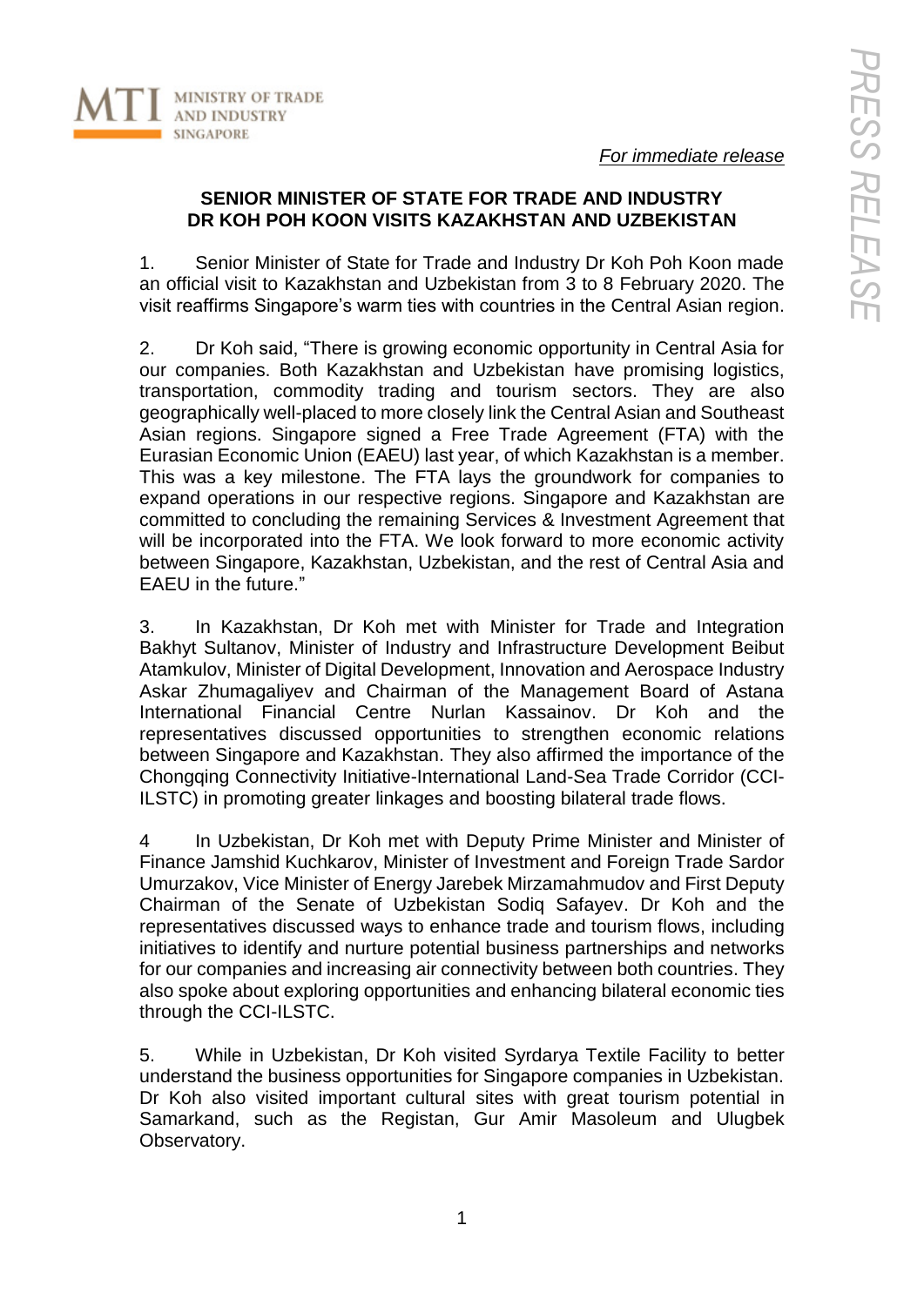MINISTRY OF TRADE AND INDUSTRY SINGAPORE

*For immediate release*

**SENIOR MINISTER OF STATE FOR TRADE AND INDUSTRY DR KOH POH KOON VISITS KAZAKHSTAN AND UZBEKISTAN**

1. Senior Minister of State for Trade and Industry Dr Koh Poh Koon made an official visit to Kazakhstan and Uzbekistan from 3 to 8 February 2020. The visit reaffirms Singapore's warm ties with countries in the Central Asian region.

2. Dr Koh said, "There is growing economic opportunity in Central Asia for our companies. Both Kazakhstan and Uzbekistan have promising logistics, transportation, commodity trading and tourism sectors. They are also geographically well-placed to more closely link the Central Asian and Southeast Asian regions. Singapore signed a Free Trade Agreement (FTA) with the Eurasian Economic Union (EAEU) last year, of which Kazakhstan is a member. This was a key milestone. The FTA lays the groundwork for companies to expand operations in our respective regions. Singapore and Kazakhstan are committed to concluding the remaining Services & Investment Agreement that will be incorporated into the FTA. We look forward to more economic activity between Singapore, Kazakhstan, Uzbekistan, and the rest of Central Asia and EAEU in the future."

3. In Kazakhstan, Dr Koh met with Minister for Trade and Integration Bakhyt Sultanov, Minister of Industry and Infrastructure Development Beibut Atamkulov, Minister of Digital Development, Innovation and Aerospace Industry Askar Zhumagaliyev and Chairman of the Management Board of Astana International Financial Centre Nurlan Kassainov. Dr Koh and the representatives discussed opportunities to strengthen economic relations between Singapore and Kazakhstan. They also affirmed the importance of the Chongqing Connectivity Initiative-International Land-Sea Trade Corridor (CCI-ILSTC) in promoting greater linkages and boosting bilateral trade flows.

4 In Uzbekistan, Dr Koh met with Deputy Prime Minister and Minister of Finance Jamshid Kuchkarov, Minister of Investment and Foreign Trade Sardor Umurzakov, Vice Minister of Energy Jarebek Mirzamahmudov and First Deputy Chairman of the Senate of Uzbekistan Sodiq Safayev. Dr Koh and the representatives discussed ways to enhance trade and tourism flows, including initiatives to identify and nurture potential business partnerships and networks for our companies and increasing air connectivity between both countries. They also spoke about exploring opportunities and enhancing bilateral economic ties through the CCI-ILSTC.

5. While in Uzbekistan, Dr Koh visited Syrdarya Textile Facility to better understand the business opportunities for Singapore companies in Uzbekistan. Dr Koh also visited important cultural sites with great tourism potential in Samarkand, such as the Registan, Gur Amir Masoleum and Ulugbek Observatory.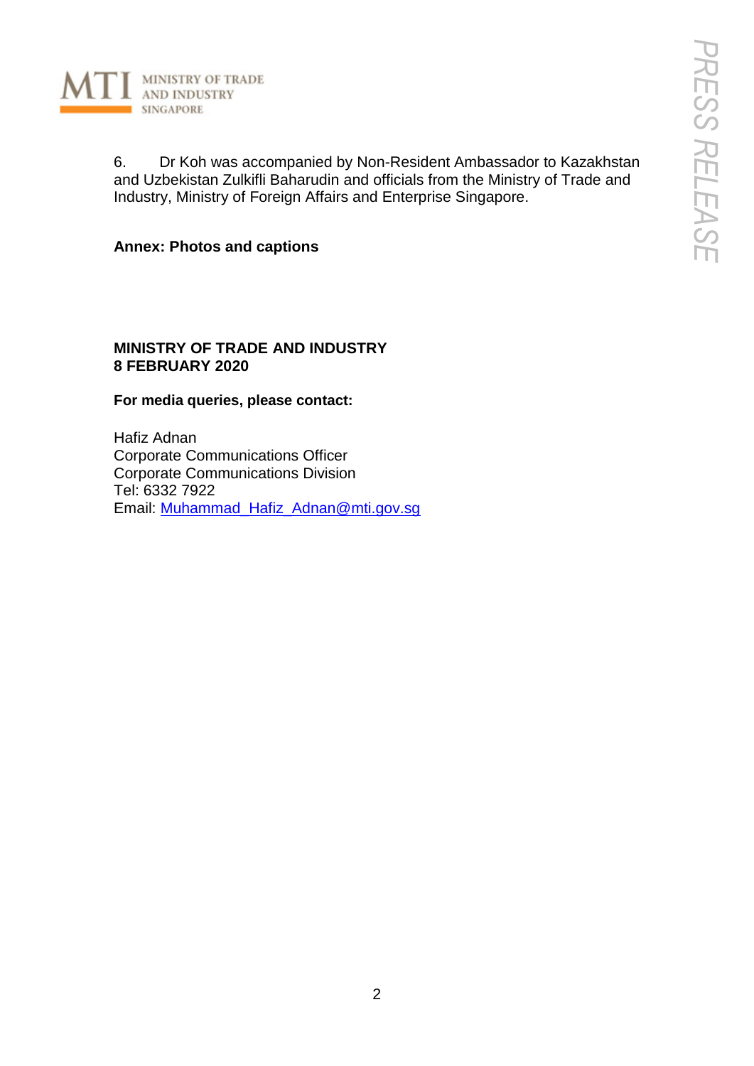6. Dr Koh was accompanied by Non-Resident Ambassador to Kazakhstan and Uzbekistan Zulkifli Baharudin and officials from the Ministry of Trade and Industry, Ministry of Foreign Affairs and Enterprise Singapore.

**Annex: Photos and captions**

**MINISTRY OF TRADE AND INDUSTRY**
**8 FEBRUARY 2020**

**For media queries, please contact:**

Hafiz Adnan
Corporate Communications Officer
Corporate Communications Division
Tel: 6332 7922
Email: [Muhammad_Hafiz_Adnan@mti.gov.sg](mailto:Muhammad_Hafiz_Adnan@mti.gov.sg)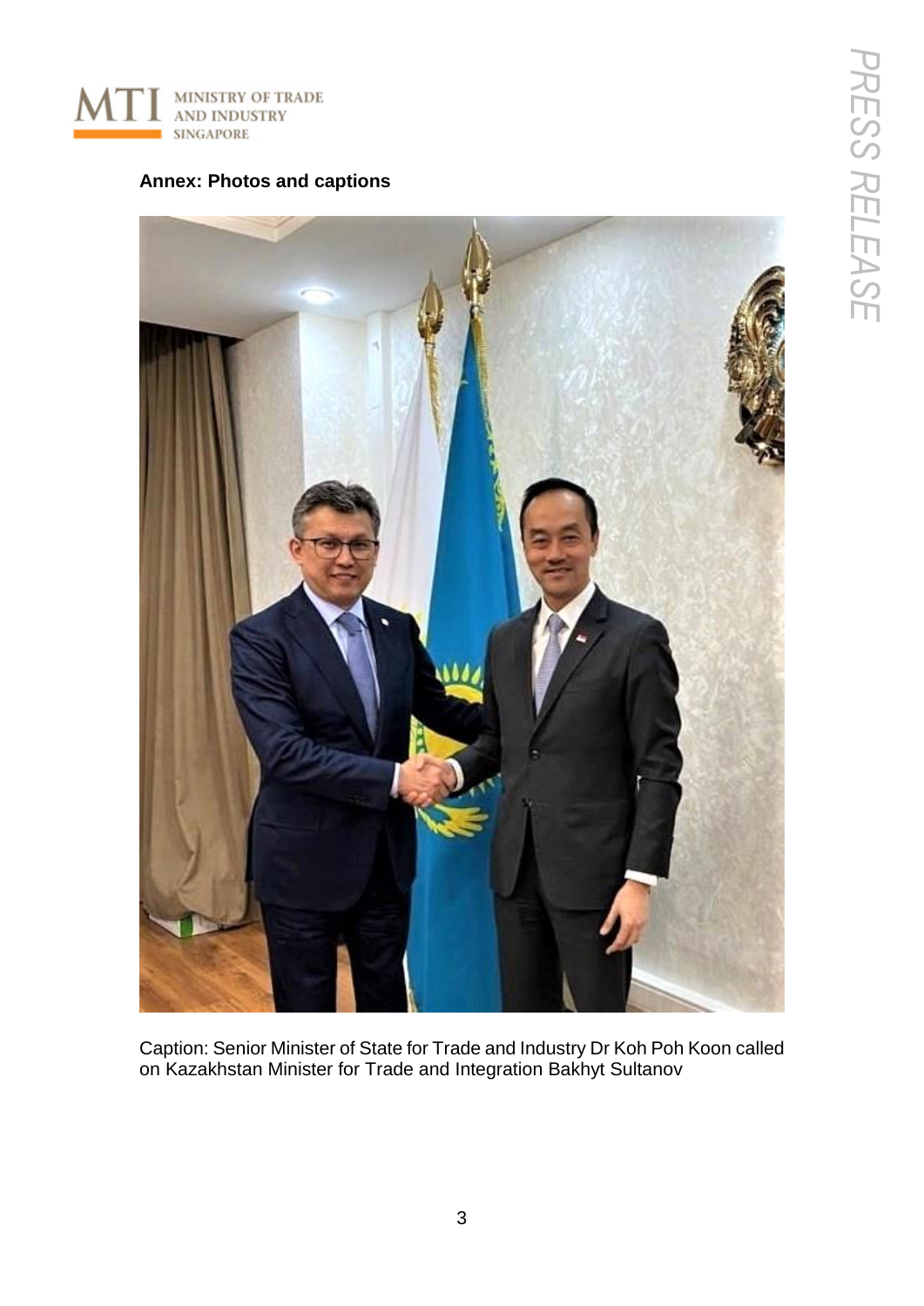**Annex: Photos and captions**

Caption: Senior Minister of State for Trade and Industry Dr Koh Poh Koon called on Kazakhstan Minister for Trade and Integration Bakhyt Sultanov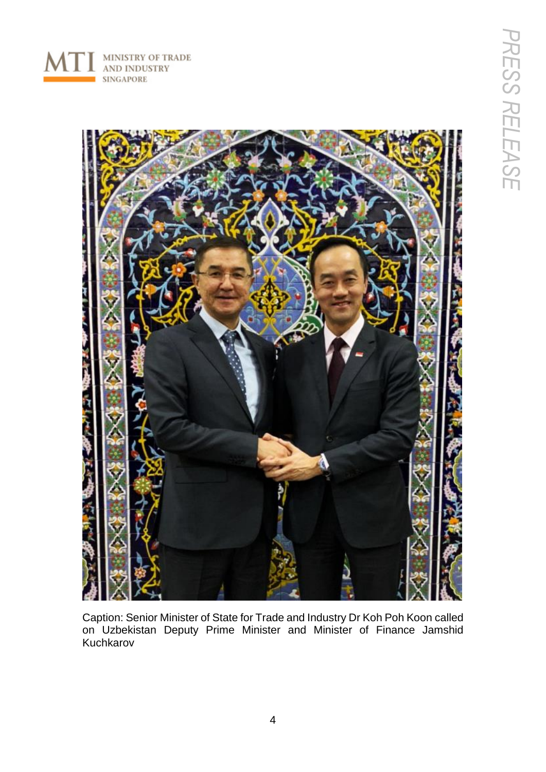Caption: Senior Minister of State for Trade and Industry Dr Koh Poh Koon called on Uzbekistan Deputy Prime Minister and Minister of Finance Jamshid Kuchkarov